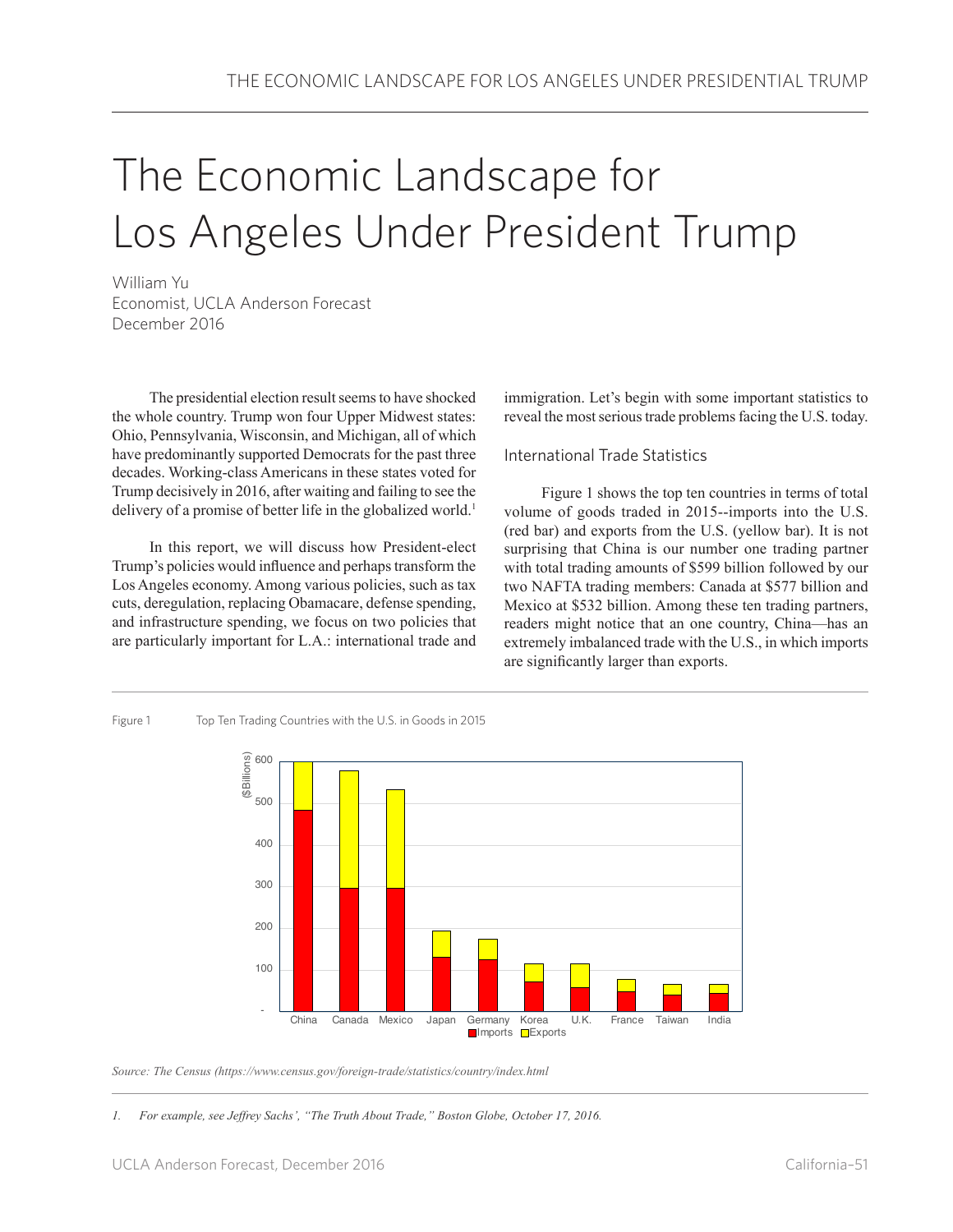# The Economic Landscape for Los Angeles Under President Trump

William Yu
Economist, UCLA Anderson Forecast
December 2016

The presidential election result seems to have shocked the whole country. Trump won four Upper Midwest states: Ohio, Pennsylvania, Wisconsin, and Michigan, all of which have predominantly supported Democrats for the past three decades. Working-class Americans in these states voted for Trump decisively in 2016, after waiting and failing to see the delivery of a promise of better life in the globalized world.[1]

In this report, we will discuss how President-elect Trump's policies would influence and perhaps transform the Los Angeles economy. Among various policies, such as tax cuts, deregulation, replacing Obamacare, defense spending, and infrastructure spending, we focus on two policies that are particularly important for L.A.: international trade and immigration. Let's begin with some important statistics to reveal the most serious trade problems facing the U.S. today.

## International Trade Statistics

Figure 1 shows the top ten countries in terms of total volume of goods traded in 2015--imports into the U.S. (red bar) and exports from the U.S. (yellow bar). It is not surprising that China is our number one trading partner with total trading amounts of $599 billion followed by our two NAFTA trading members: Canada at $577 billion and Mexico at $532 billion. Among these ten trading partners, readers might notice that an one country, China—has an extremely imbalanced trade with the U.S., in which imports are significantly larger than exports.

Figure 1 Top Ten Trading Countries with the U.S. in Goods in 2015

Source: The Census (https://www.census.gov/foreign-trade/statistics/country/index.html

1. *For example, see Jeffrey Sachs', "The Truth About Trade," Boston Globe, October 17, 2016.*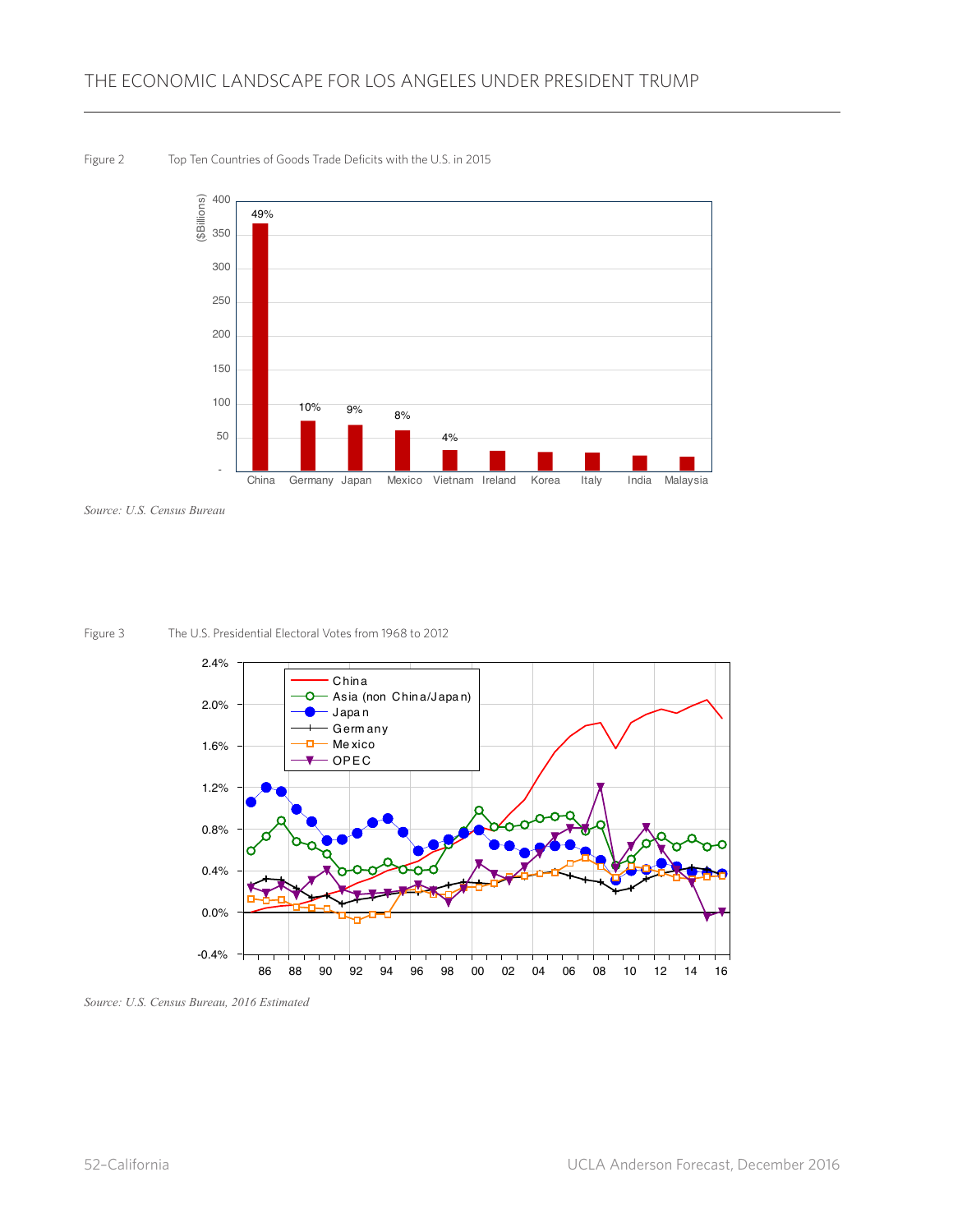Figure 2 Top Ten Countries of Goods Trade Deficits with the U.S. in 2015

*Source: U.S. Census Bureau*

Figure 3 The U.S. Presidential Electoral Votes from 1968 to 2012

*Source: U.S. Census Bureau, 2016 Estimated*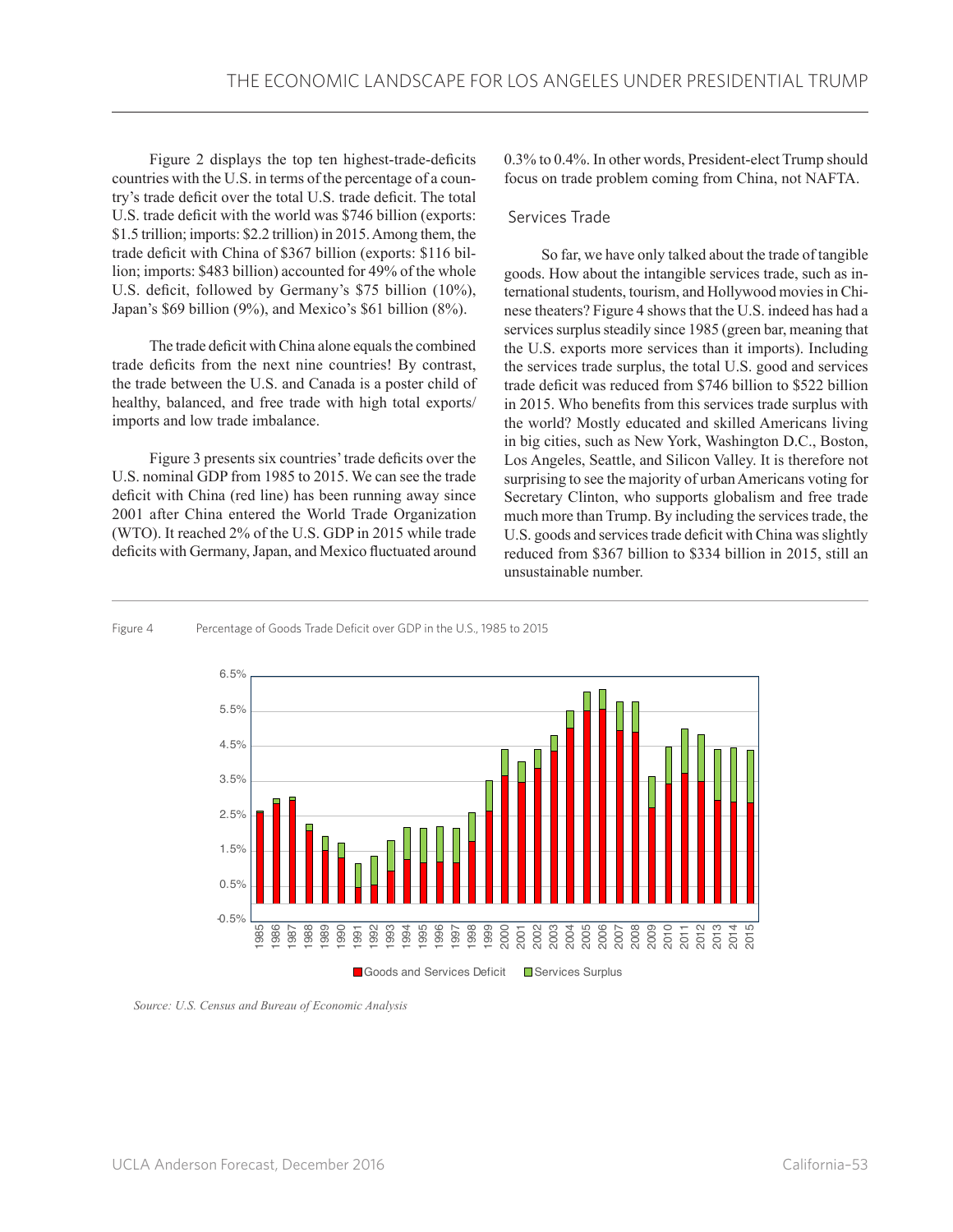Figure 2 displays the top ten highest-trade-deficits countries with the U.S. in terms of the percentage of a country's trade deficit over the total U.S. trade deficit. The total U.S. trade deficit with the world was $746 billion (exports: $1.5 trillion; imports: $2.2 trillion) in 2015. Among them, the trade deficit with China of $367 billion (exports: $116 billion; imports: $483 billion) accounted for 49% of the whole U.S. deficit, followed by Germany's $75 billion (10%), Japan's $69 billion (9%), and Mexico's $61 billion (8%).

The trade deficit with China alone equals the combined trade deficits from the next nine countries! By contrast, the trade between the U.S. and Canada is a poster child of healthy, balanced, and free trade with high total exports/imports and low trade imbalance.

Figure 3 presents six countries' trade deficits over the U.S. nominal GDP from 1985 to 2015. We can see the trade deficit with China (red line) has been running away since 2001 after China entered the World Trade Organization (WTO). It reached 2% of the U.S. GDP in 2015 while trade deficits with Germany, Japan, and Mexico fluctuated around 0.3% to 0.4%. In other words, President-elect Trump should focus on trade problem coming from China, not NAFTA.

## Services Trade

So far, we have only talked about the trade of tangible goods. How about the intangible services trade, such as international students, tourism, and Hollywood movies in Chinese theaters? Figure 4 shows that the U.S. indeed has had a services surplus steadily since 1985 (green bar, meaning that the U.S. exports more services than it imports). Including the services trade surplus, the total U.S. good and services trade deficit was reduced from $746 billion to $522 billion in 2015. Who benefits from this services trade surplus with the world? Mostly educated and skilled Americans living in big cities, such as New York, Washington D.C., Boston, Los Angeles, Seattle, and Silicon Valley. It is therefore not surprising to see the majority of urban Americans voting for Secretary Clinton, who supports globalism and free trade much more than Trump. By including the services trade, the U.S. goods and services trade deficit with China was slightly reduced from $367 billion to $334 billion in 2015, still an unsustainable number.

Figure 4 Percentage of Goods Trade Deficit over GDP in the U.S., 1985 to 2015

*Source: U.S. Census and Bureau of Economic Analysis*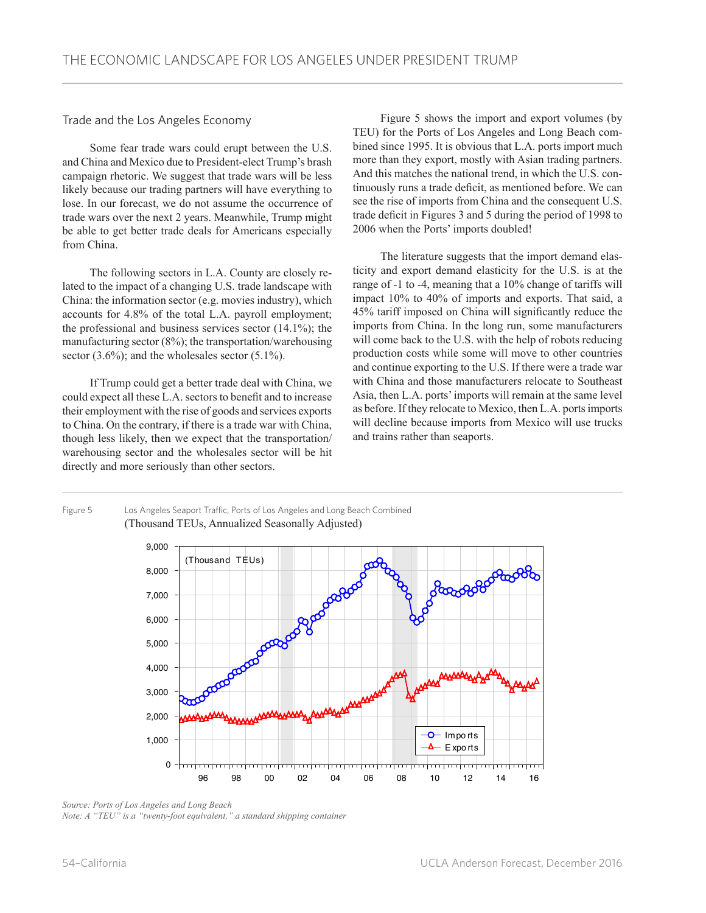## Trade and the Los Angeles Economy

Some fear trade wars could erupt between the U.S. and China and Mexico due to President-elect Trump's brash campaign rhetoric. We suggest that trade wars will be less likely because our trading partners will have everything to lose. In our forecast, we do not assume the occurrence of trade wars over the next 2 years. Meanwhile, Trump might be able to get better trade deals for Americans especially from China.

The following sectors in L.A. County are closely related to the impact of a changing U.S. trade landscape with China: the information sector (e.g. movies industry), which accounts for 4.8% of the total L.A. payroll employment; the professional and business services sector (14.1%); the manufacturing sector (8%); the transportation/warehousing sector (3.6%); and the wholesales sector (5.1%).

If Trump could get a better trade deal with China, we could expect all these L.A. sectors to benefit and to increase their employment with the rise of goods and services exports to China. On the contrary, if there is a trade war with China, though less likely, then we expect that the transportation/warehousing sector and the wholesales sector will be hit directly and more seriously than other sectors.

Figure 5 shows the import and export volumes (by TEU) for the Ports of Los Angeles and Long Beach combined since 1995. It is obvious that L.A. ports import much more than they export, mostly with Asian trading partners. And this matches the national trend, in which the U.S. continuously runs a trade deficit, as mentioned before. We can see the rise of imports from China and the consequent U.S. trade deficit in Figures 3 and 5 during the period of 1998 to 2006 when the Ports' imports doubled!

The literature suggests that the import demand elasticity and export demand elasticity for the U.S. is at the range of -1 to -4, meaning that a 10% change of tariffs will impact 10% to 40% of imports and exports. That said, a 45% tariff imposed on China will significantly reduce the imports from China. In the long run, some manufacturers will come back to the U.S. with the help of robots reducing production costs while some will move to other countries and continue exporting to the U.S. If there were a trade war with China and those manufacturers relocate to Southeast Asia, then L.A. ports' imports will remain at the same level as before. If they relocate to Mexico, then L.A. ports imports will decline because imports from Mexico will use trucks and trains rather than seaports.

Figure 5 Los Angeles Seaport Traffic, Ports of Los Angeles and Long Beach Combined
(Thousand TEUs, Annualized Seasonally Adjusted)

*Source: Ports of Los Angeles and Long Beach*
*Note: A "TEU" is a "twenty-foot equivalent," a standard shipping container*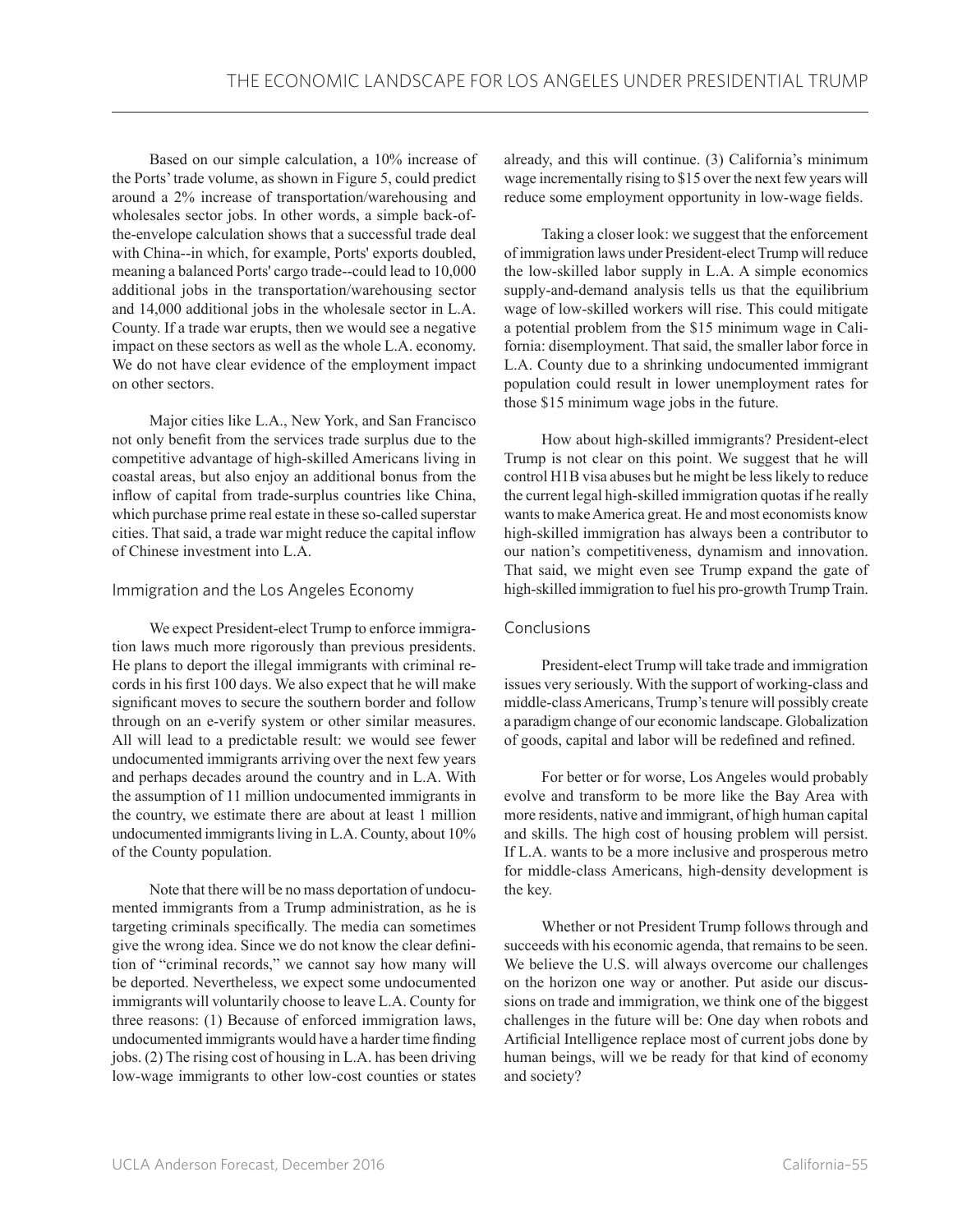Based on our simple calculation, a 10% increase of the Ports' trade volume, as shown in Figure 5, could predict around a 2% increase of transportation/warehousing and wholesales sector jobs. In other words, a simple back-of-the-envelope calculation shows that a successful trade deal with China--in which, for example, Ports' exports doubled, meaning a balanced Ports' cargo trade--could lead to 10,000 additional jobs in the transportation/warehousing sector and 14,000 additional jobs in the wholesale sector in L.A. County. If a trade war erupts, then we would see a negative impact on these sectors as well as the whole L.A. economy. We do not have clear evidence of the employment impact on other sectors.

Major cities like L.A., New York, and San Francisco not only benefit from the services trade surplus due to the competitive advantage of high-skilled Americans living in coastal areas, but also enjoy an additional bonus from the inflow of capital from trade-surplus countries like China, which purchase prime real estate in these so-called superstar cities. That said, a trade war might reduce the capital inflow of Chinese investment into L.A.

## Immigration and the Los Angeles Economy

We expect President-elect Trump to enforce immigration laws much more rigorously than previous presidents. He plans to deport the illegal immigrants with criminal records in his first 100 days. We also expect that he will make significant moves to secure the southern border and follow through on an e-verify system or other similar measures. All will lead to a predictable result: we would see fewer undocumented immigrants arriving over the next few years and perhaps decades around the country and in L.A. With the assumption of 11 million undocumented immigrants in the country, we estimate there are about at least 1 million undocumented immigrants living in L.A. County, about 10% of the County population.

Note that there will be no mass deportation of undocumented immigrants from a Trump administration, as he is targeting criminals specifically. The media can sometimes give the wrong idea. Since we do not know the clear definition of "criminal records," we cannot say how many will be deported. Nevertheless, we expect some undocumented immigrants will voluntarily choose to leave L.A. County for three reasons: (1) Because of enforced immigration laws, undocumented immigrants would have a harder time finding jobs. (2) The rising cost of housing in L.A. has been driving low-wage immigrants to other low-cost counties or states already, and this will continue. (3) California's minimum wage incrementally rising to $15 over the next few years will reduce some employment opportunity in low-wage fields.

Taking a closer look: we suggest that the enforcement of immigration laws under President-elect Trump will reduce the low-skilled labor supply in L.A. A simple economics supply-and-demand analysis tells us that the equilibrium wage of low-skilled workers will rise. This could mitigate a potential problem from the $15 minimum wage in California: disemployment. That said, the smaller labor force in L.A. County due to a shrinking undocumented immigrant population could result in lower unemployment rates for those $15 minimum wage jobs in the future.

How about high-skilled immigrants? President-elect Trump is not clear on this point. We suggest that he will control H1B visa abuses but he might be less likely to reduce the current legal high-skilled immigration quotas if he really wants to make America great. He and most economists know high-skilled immigration has always been a contributor to our nation's competitiveness, dynamism and innovation. That said, we might even see Trump expand the gate of high-skilled immigration to fuel his pro-growth Trump Train.

## Conclusions

President-elect Trump will take trade and immigration issues very seriously. With the support of working-class and middle-class Americans, Trump's tenure will possibly create a paradigm change of our economic landscape. Globalization of goods, capital and labor will be redefined and refined.

For better or for worse, Los Angeles would probably evolve and transform to be more like the Bay Area with more residents, native and immigrant, of high human capital and skills. The high cost of housing problem will persist. If L.A. wants to be a more inclusive and prosperous metro for middle-class Americans, high-density development is the key.

Whether or not President Trump follows through and succeeds with his economic agenda, that remains to be seen. We believe the U.S. will always overcome our challenges on the horizon one way or another. Put aside our discussions on trade and immigration, we think one of the biggest challenges in the future will be: One day when robots and Artificial Intelligence replace most of current jobs done by human beings, will we be ready for that kind of economy and society?